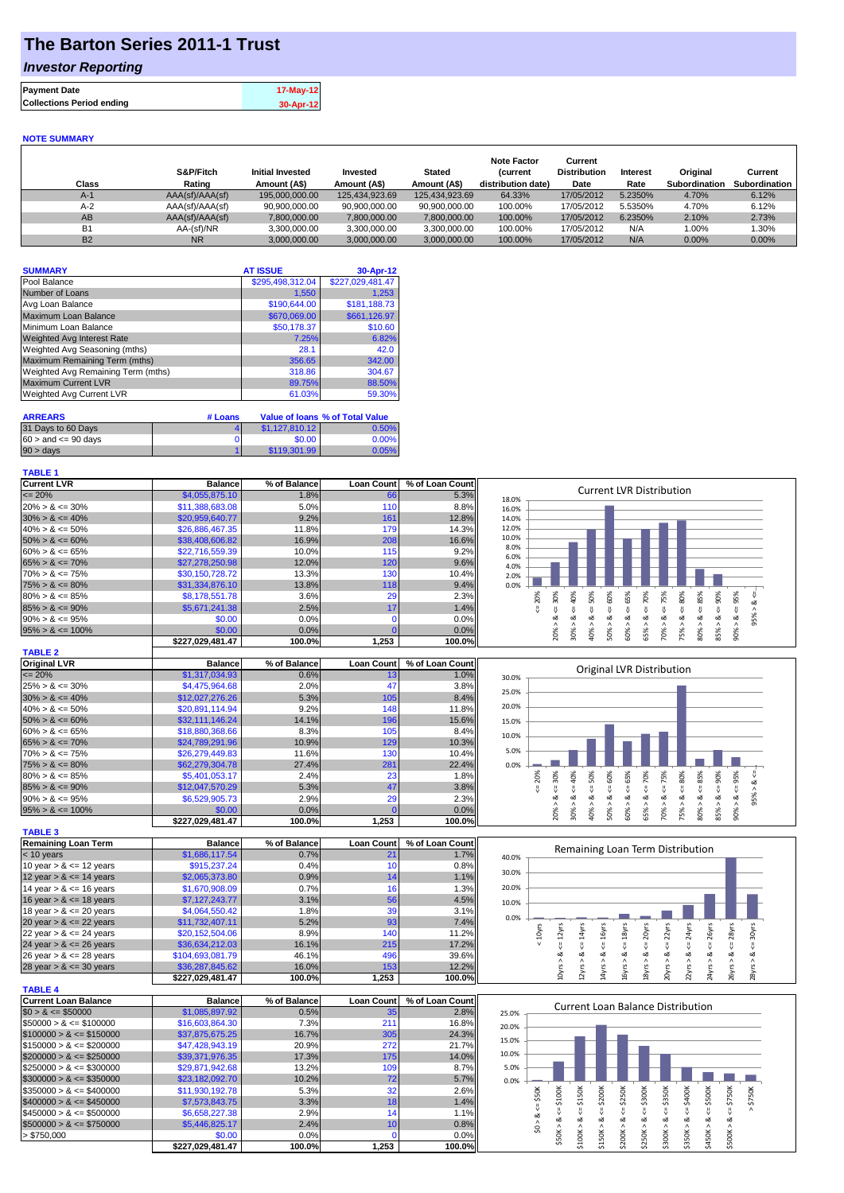# The Barton Series 2011-1 Trust

## *Investor Reporting*

| | |
|---|---|
| **Payment Date** | 17-May-12 |
| **Collections Period ending** | 30-Apr-12 |

### NOTE SUMMARY

| Class | S&P/Fitch Rating | Initial Invested Amount (A$) | Invested Amount (A$) | Stated Amount (A$) | Note Factor (current distribution date) | Current Distribution Date | Interest Rate | Original Subordination | Current Subordination |
|---|---|---|---|---|---|---|---|---|---|
| A-1 | AAA(sf)/AAA(sf) | 195,000,000.00 | 125,434,923.69 | 125,434,923.69 | 64.33% | 17/05/2012 | 5.2350% | 4.70% | 6.12% |
| A-2 | AAA(sf)/AAA(sf) | 90,900,000.00 | 90,900,000.00 | 90,900,000.00 | 100.00% | 17/05/2012 | 5.5350% | 4.70% | 6.12% |
| AB | AAA(sf)/AAA(sf) | 7,800,000.00 | 7,800,000.00 | 7,800,000.00 | 100.00% | 17/05/2012 | 6.2350% | 2.10% | 2.73% |
| B1 | AA-(sf)/NR | 3,300,000.00 | 3,300,000.00 | 3,300,000.00 | 100.00% | 17/05/2012 | N/A | 1.00% | 1.30% |
| B2 | NR | 3,000,000.00 | 3,000,000.00 | 3,000,000.00 | 100.00% | 17/05/2012 | N/A | 0.00% | 0.00% |

| SUMMARY | AT ISSUE | 30-Apr-12 |
|---|---|---|
| Pool Balance | $295,498,312.04 | $227,029,481.47 |
| Number of Loans | 1,550 | 1,253 |
| Avg Loan Balance | $190,644.00 | $181,188.73 |
| Maximum Loan Balance | $670,069.00 | $661,126.97 |
| Minimum Loan Balance | $50,178.37 | $10.60 |
| Weighted Avg Interest Rate | 7.25% | 6.82% |
| Weighted Avg Seasoning (mths) | 28.1 | 42.0 |
| Maximum Remaining Term (mths) | 356.65 | 342.00 |
| Weighted Avg Remaining Term (mths) | 318.86 | 304.67 |
| Maximum Current LVR | 89.75% | 88.50% |
| Weighted Avg Current LVR | 61.03% | 59.30% |

| ARREARS | # Loans | Value of loans | % of Total Value |
|---|---|---|---|
| 31 Days to 60 Days | 4 | $1,127,810.12 | 0.50% |
| $60 >$ and $<= 90$ days | 0 | $0.00 | 0.00% |
| $90 >$ days | 1 | $119,301.99 | 0.05% |

### TABLE 1

| Current LVR | Balance | % of Balance | Loan Count | % of Loan Count |
|---|---|---|---|---|
| <= 20% | $4,055,875.10 | 1.8% | 66 | 5.3% |
| 20% > & <= 30% | $11,388,683.08 | 5.0% | 110 | 8.8% |
| 30% > & <= 40% | $20,959,640.77 | 9.2% | 161 | 12.8% |
| 40% > & <= 50% | $26,886,467.35 | 11.8% | 179 | 14.3% |
| 50% > & <= 60% | $38,408,606.82 | 16.9% | 208 | 16.6% |
| 60% > & <= 65% | $22,716,559.39 | 10.0% | 115 | 9.2% |
| 65% > & <= 70% | $27,278,250.98 | 12.0% | 120 | 9.6% |
| 70% > & <= 75% | $30,150,728.72 | 13.3% | 130 | 10.4% |
| 75% > & <= 80% | $31,334,876.10 | 13.8% | 118 | 9.4% |
| 80% > & <= 85% | $8,178,551.78 | 3.6% | 29 | 2.3% |
| 85% > & <= 90% | $5,671,241.38 | 2.5% | 17 | 1.4% |
| 90% > & <= 95% | $0.00 | 0.0% | 0 | 0.0% |
| 95% > & <= 100% | $0.00 | 0.0% | 0 | 0.0% |
| | $227,029,481.47 | 100.0% | 1,253 | 100.0% |

### TABLE 2

| Original LVR | Balance | % of Balance | Loan Count | % of Loan Count |
|---|---|---|---|---|
| <= 20% | $1,317,034.93 | 0.6% | 13 | 1.0% |
| 25% > & <= 30% | $4,475,964.68 | 2.0% | 47 | 3.8% |
| 30% > & <= 40% | $12,027,276.26 | 5.3% | 105 | 8.4% |
| 40% > & <= 50% | $20,891,114.94 | 9.2% | 148 | 11.8% |
| 50% > & <= 60% | $32,111,146.24 | 14.1% | 196 | 15.6% |
| 60% > & <= 65% | $18,880,368.66 | 8.3% | 105 | 8.4% |
| 65% > & <= 70% | $24,789,291.96 | 10.9% | 129 | 10.3% |
| 70% > & <= 75% | $26,279,449.83 | 11.6% | 130 | 10.4% |
| 75% > & <= 80% | $62,279,304.78 | 27.4% | 281 | 22.4% |
| 80% > & <= 85% | $5,401,053.17 | 2.4% | 23 | 1.8% |
| 85% > & <= 90% | $12,047,570.29 | 5.3% | 47 | 3.8% |
| 90% > & <= 95% | $6,529,905.73 | 2.9% | 29 | 2.3% |
| 95% > & <= 100% | $0.00 | 0.0% | 0 | 0.0% |
| | $227,029,481.47 | 100.0% | 1,253 | 100.0% |

### TABLE 3

| Remaining Loan Term | Balance | % of Balance | Loan Count | % of Loan Count |
|---|---|---|---|---|
| < 10 years | $1,686,117.54 | 0.7% | 21 | 1.7% |
| 10 year > & <= 12 years | $915,237.24 | 0.4% | 10 | 0.8% |
| 12 year > & <= 14 years | $2,065,373.80 | 0.9% | 14 | 1.1% |
| 14 year > & <= 16 years | $1,670,908.09 | 0.7% | 16 | 1.3% |
| 16 year > & <= 18 years | $7,127,243.77 | 3.1% | 56 | 4.5% |
| 18 year > & <= 20 years | $4,064,550.42 | 1.8% | 39 | 3.1% |
| 20 year > & <= 22 years | $11,732,407.11 | 5.2% | 93 | 7.4% |
| 22 year > & <= 24 years | $20,152,504.06 | 8.9% | 140 | 11.2% |
| 24 year > & <= 26 years | $36,634,212.03 | 16.1% | 215 | 17.2% |
| 26 year > & <= 28 years | $104,693,081.79 | 46.1% | 496 | 39.6% |
| 28 year > & <= 30 years | $36,287,845.62 | 16.0% | 153 | 12.2% |
| | $227,029,481.47 | 100.0% | 1,253 | 100.0% |

### TABLE 4

| Current Loan Balance | Balance | % of Balance | Loan Count | % of Loan Count |
|---|---|---|---|---|
| $0 > & <= $50000 | $1,085,897.92 | 0.5% | 35 | 2.8% |
| $50000 > & <= $100000 | $16,603,864.30 | 7.3% | 211 | 16.8% |
| $100000 > & <= $150000 | $37,875,675.25 | 16.7% | 305 | 24.3% |
| $150000 > & <= $200000 | $47,428,943.19 | 20.9% | 272 | 21.7% |
| $200000 > & <= $250000 | $39,371,976.35 | 17.3% | 175 | 14.0% |
| $250000 > & <= $300000 | $29,871,942.68 | 13.2% | 109 | 8.7% |
| $300000 > & <= $350000 | $23,182,092.70 | 10.2% | 72 | 5.7% |
| $350000 > & <= $400000 | $11,930,192.78 | 5.3% | 32 | 2.6% |
| $400000 > & <= $450000 | $7,573,843.75 | 3.3% | 18 | 1.4% |
| $450000 > & <= $500000 | $6,658,227.38 | 2.9% | 14 | 1.1% |
| $500000 > & <= $750000 | $5,446,825.17 | 2.4% | 10 | 0.8% |
| > $750,000 | $0.00 | 0.0% | 0 | 0.0% |
| | $227,029,481.47 | 100.0% | 1,253 | 100.0% |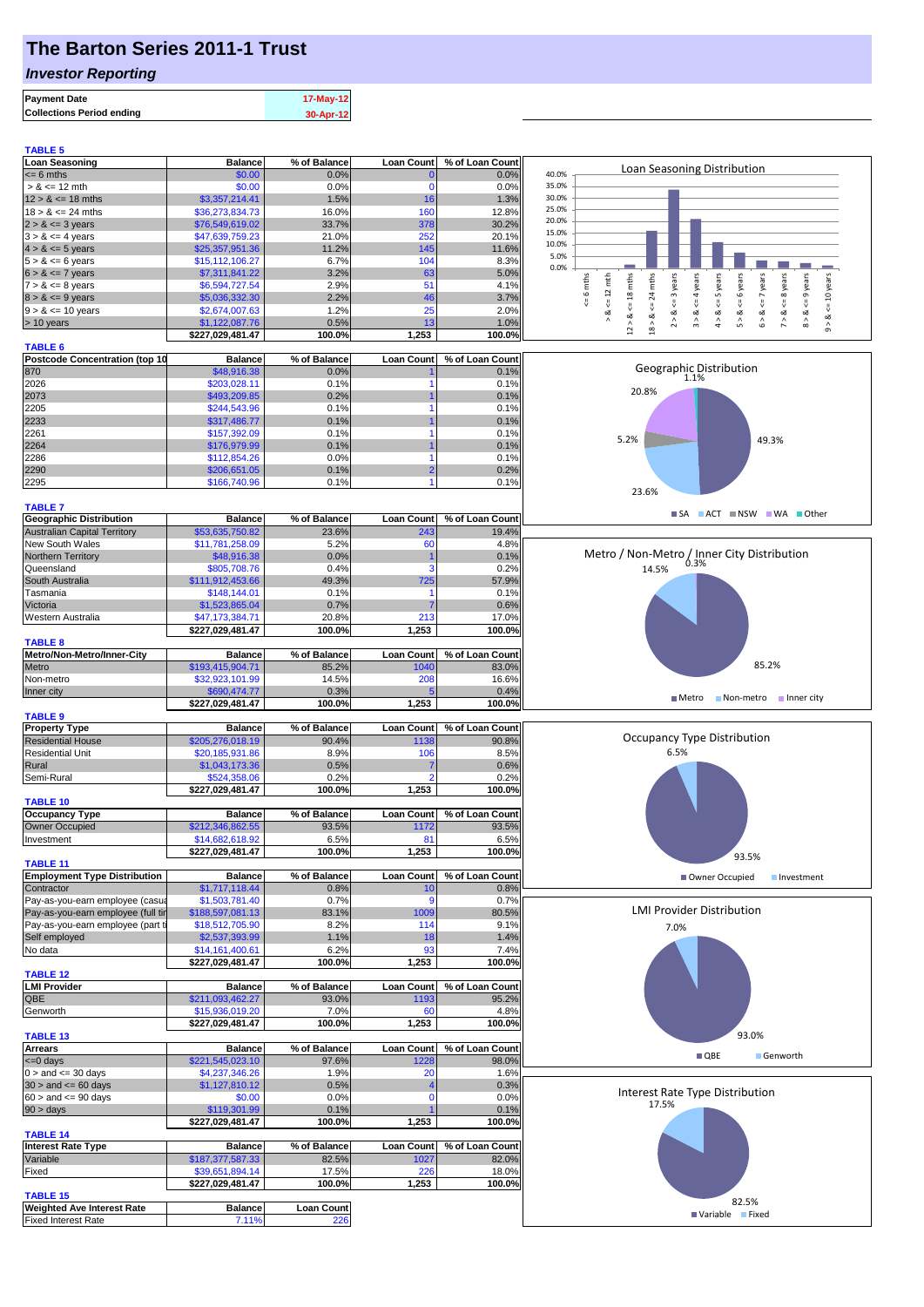# The Barton Series 2011-1 Trust

## *Investor Reporting*

| | |
|---|---|
| **Payment Date** | 17-May-12 |
| **Collections Period ending** | 30-Apr-12 |

**TABLE 5**

| Loan Seasoning | Balance | % of Balance | Loan Count | % of Loan Count |
|---|---|---|---|---|
| <= 6 mths | $0.00 | 0.0% | 0 | 0.0% |
| > & <= 12 mth | $0.00 | 0.0% | 0 | 0.0% |
| 12 > & <= 18 mths | $3,357,214.41 | 1.5% | 16 | 1.3% |
| 18 > & <= 24 mths | $36,273,834.73 | 16.0% | 160 | 12.8% |
| 2 > & <= 3 years | $76,549,619.02 | 33.7% | 378 | 30.2% |
| 3 > & <= 4 years | $47,639,759.23 | 21.0% | 252 | 20.1% |
| 4 > & <= 5 years | $25,357,951.36 | 11.2% | 145 | 11.6% |
| 5 > & <= 6 years | $15,112,106.27 | 6.7% | 104 | 8.3% |
| 6 > & <= 7 years | $7,311,841.22 | 3.2% | 63 | 5.0% |
| 7 > & <= 8 years | $6,594,727.54 | 2.9% | 51 | 4.1% |
| 8 > & <= 9 years | $5,036,332.30 | 2.2% | 46 | 3.7% |
| 9 > & <= 10 years | $2,674,007.63 | 1.2% | 25 | 2.0% |
| > 10 years | $1,122,087.76 | 0.5% | 13 | 1.0% |
| | $227,029,481.47 | 100.0% | 1,253 | 100.0% |

Loan Seasoning Distribution

40.0%
35.0%
30.0%
25.0%
20.0%
15.0%
10.0%
5.0%
0.0%

<= 6 mths
> & <= 12 mth
12 > & <= 18 mths
18 > & <= 24 mths
2 > & <= 3 years
3 > & <= 4 years
4 > & <= 5 years
5 > & <= 6 years
6 > & <= 7 years
7 > & <= 8 years
8 > & <= 9 years
9 > & <= 10 years

**TABLE 6**

| Postcode Concentration (top 10) | Balance | % of Balance | Loan Count | % of Loan Count |
|---|---|---|---|---|
| 870 | $48,916.38 | 0.0% | 1 | 0.1% |
| 2026 | $203,028.11 | 0.1% | 1 | 0.1% |
| 2073 | $493,209.85 | 0.2% | 1 | 0.1% |
| 2205 | $244,543.96 | 0.1% | 1 | 0.1% |
| 2233 | $317,486.77 | 0.1% | 1 | 0.1% |
| 2261 | $157,392.09 | 0.1% | 1 | 0.1% |
| 2264 | $176,979.99 | 0.1% | 1 | 0.1% |
| 2286 | $112,854.26 | 0.0% | 1 | 0.1% |
| 2290 | $206,651.05 | 0.1% | 2 | 0.2% |
| 2295 | $166,740.96 | 0.1% | 1 | 0.1% |

Geographic Distribution

1.1%
20.8%
5.2%
49.3%
23.6%

SA ACT NSW WA Other

**TABLE 7**

| Geographic Distribution | Balance | % of Balance | Loan Count | % of Loan Count |
|---|---|---|---|---|
| Australian Capital Territory | $53,635,750.82 | 23.6% | 243 | 19.4% |
| New South Wales | $11,781,258.09 | 5.2% | 60 | 4.8% |
| Northern Territory | $48,916.38 | 0.0% | 1 | 0.1% |
| Queensland | $805,708.76 | 0.4% | 3 | 0.2% |
| South Australia | $111,912,453.66 | 49.3% | 725 | 57.9% |
| Tasmania | $148,144.01 | 0.1% | 1 | 0.1% |
| Victoria | $1,523,865.04 | 0.7% | 7 | 0.6% |
| Western Australia | $47,173,384.71 | 20.8% | 213 | 17.0% |
| | $227,029,481.47 | 100.0% | 1,253 | 100.0% |

Metro / Non-Metro / Inner City Distribution

0.3%
14.5%
85.2%

Metro Non-metro Inner city

**TABLE 8**

| Metro/Non-Metro/Inner-City | Balance | % of Balance | Loan Count | % of Loan Count |
|---|---|---|---|---|
| Metro | $193,415,904.71 | 85.2% | 1040 | 83.0% |
| Non-metro | $32,923,101.99 | 14.5% | 208 | 16.6% |
| Inner city | $690,474.77 | 0.3% | 5 | 0.4% |
| | $227,029,481.47 | 100.0% | 1,253 | 100.0% |

**TABLE 9**

| Property Type | Balance | % of Balance | Loan Count | % of Loan Count |
|---|---|---|---|---|
| Residential House | $205,276,018.19 | 90.4% | 1138 | 90.8% |
| Residential Unit | $20,185,931.86 | 8.9% | 106 | 8.5% |
| Rural | $1,043,173.36 | 0.5% | 7 | 0.6% |
| Semi-Rural | $524,358.06 | 0.2% | 2 | 0.2% |
| | $227,029,481.47 | 100.0% | 1,253 | 100.0% |

Occupancy Type Distribution

6.5%
93.5%

Owner Occupied Investment

**TABLE 10**

| Occupancy Type | Balance | % of Balance | Loan Count | % of Loan Count |
|---|---|---|---|---|
| Owner Occupied | $212,346,862.55 | 93.5% | 1172 | 93.5% |
| Investment | $14,682,618.92 | 6.5% | 81 | 6.5% |
| | $227,029,481.47 | 100.0% | 1,253 | 100.0% |

**TABLE 11**

| Employment Type Distribution | Balance | % of Balance | Loan Count | % of Loan Count |
|---|---|---|---|---|
| Contractor | $1,717,118.44 | 0.8% | 10 | 0.8% |
| Pay-as-you-earn employee (casual) | $1,503,781.40 | 0.7% | 9 | 0.7% |
| Pay-as-you-earn employee (full time) | $188,597,081.13 | 83.1% | 1009 | 80.5% |
| Pay-as-you-earn employee (part time) | $18,512,705.90 | 8.2% | 114 | 9.1% |
| Self employed | $2,537,393.99 | 1.1% | 18 | 1.4% |
| No data | $14,161,400.61 | 6.2% | 93 | 7.4% |
| | $227,029,481.47 | 100.0% | 1,253 | 100.0% |

LMI Provider Distribution

7.0%
93.0%

QBE Genworth

**TABLE 12**

| LMI Provider | Balance | % of Balance | Loan Count | % of Loan Count |
|---|---|---|---|---|
| QBE | $211,093,462.27 | 93.0% | 1193 | 95.2% |
| Genworth | $15,936,019.20 | 7.0% | 60 | 4.8% |
| | $227,029,481.47 | 100.0% | 1,253 | 100.0% |

**TABLE 13**

| Arrears | Balance | % of Balance | Loan Count | % of Loan Count |
|---|---|---|---|---|
| <=0 days | $221,545,023.10 | 97.6% | 1228 | 98.0% |
| 0 > and <= 30 days | $4,237,346.26 | 1.9% | 20 | 1.6% |
| 30 > and <= 60 days | $1,127,810.12 | 0.5% | 4 | 0.3% |
| 60 > and <= 90 days | $0.00 | 0.0% | 0 | 0.0% |
| 90 > days | $119,301.99 | 0.1% | 1 | 0.1% |
| | $227,029,481.47 | 100.0% | 1,253 | 100.0% |

Interest Rate Type Distribution

17.5%
82.5%

Variable Fixed

**TABLE 14**

| Interest Rate Type | Balance | % of Balance | Loan Count | % of Loan Count |
|---|---|---|---|---|
| Variable | $187,377,587.33 | 82.5% | 1027 | 82.0% |
| Fixed | $39,651,894.14 | 17.5% | 226 | 18.0% |
| | $227,029,481.47 | 100.0% | 1,253 | 100.0% |

**TABLE 15**

| Weighted Ave Interest Rate | Balance | Loan Count |
|---|---|---|
| Fixed Interest Rate | 7.11% | 226 |